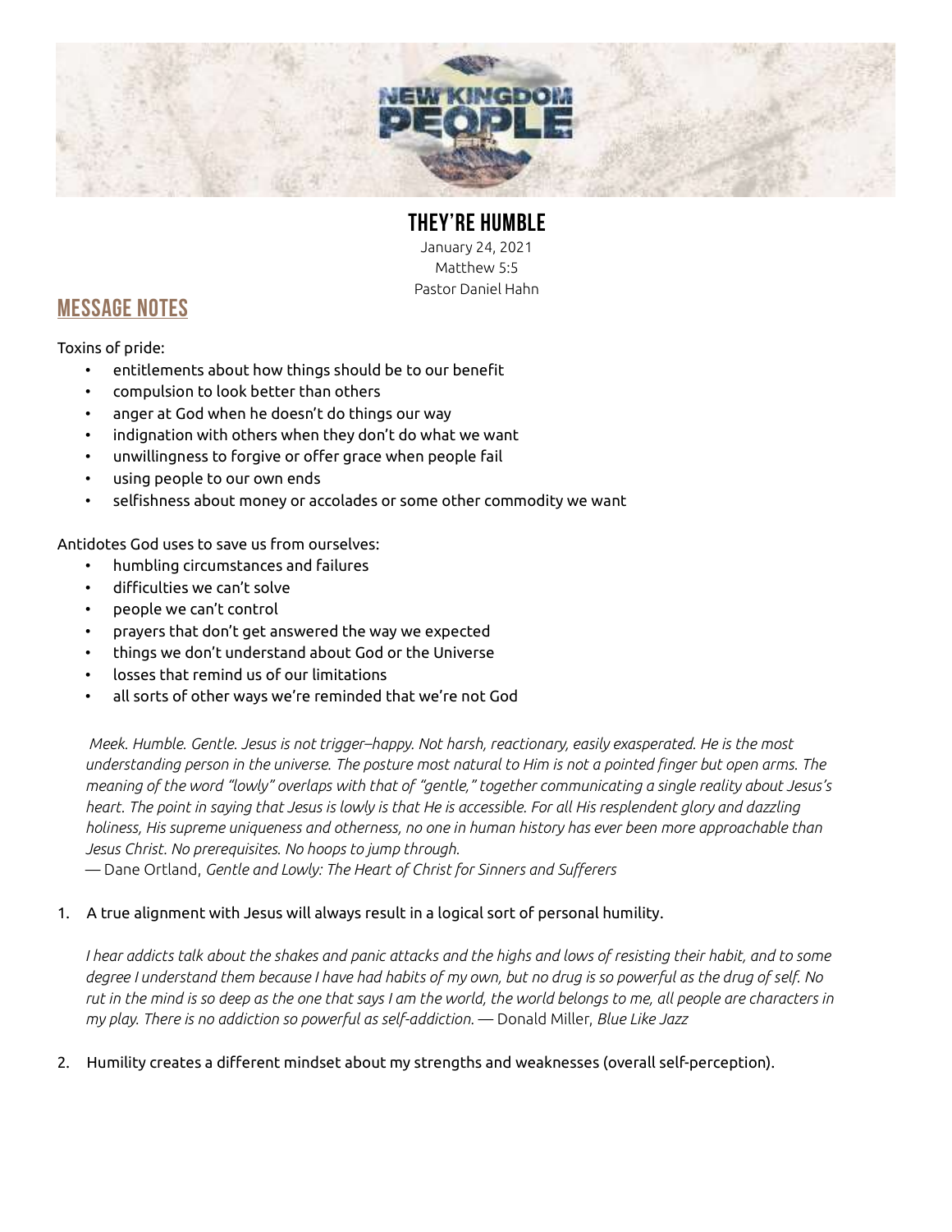# THEY'RE HUMBLE

January 24, 2021
Matthew 5:5
Pastor Daniel Hahn

## MESSAGE NOTES

Toxins of pride:

- entitlements about how things should be to our benefit
- compulsion to look better than others
- anger at God when he doesn't do things our way
- indignation with others when they don't do what we want
- unwillingness to forgive or offer grace when people fail
- using people to our own ends
- selfishness about money or accolades or some other commodity we want

Antidotes God uses to save us from ourselves:

- humbling circumstances and failures
- difficulties we can't solve
- people we can't control
- prayers that don't get answered the way we expected
- things we don't understand about God or the Universe
- losses that remind us of our limitations
- all sorts of other ways we're reminded that we're not God

> *Meek. Humble. Gentle. Jesus is not trigger–happy. Not harsh, reactionary, easily exasperated. He is the most understanding person in the universe. The posture most natural to Him is not a pointed finger but open arms. The meaning of the word "lowly" overlaps with that of "gentle," together communicating a single reality about Jesus's heart. The point in saying that Jesus is lowly is that He is accessible. For all His resplendent glory and dazzling holiness, His supreme uniqueness and otherness, no one in human history has ever been more approachable than Jesus Christ. No prerequisites. No hoops to jump through.*
> — Dane Ortland, *Gentle and Lowly: The Heart of Christ for Sinners and Sufferers*

1. A true alignment with Jesus will always result in a logical sort of personal humility.

> *I hear addicts talk about the shakes and panic attacks and the highs and lows of resisting their habit, and to some degree I understand them because I have had habits of my own, but no drug is so powerful as the drug of self. No rut in the mind is so deep as the one that says I am the world, the world belongs to me, all people are characters in my play. There is no addiction so powerful as self-addiction.* — Donald Miller, *Blue Like Jazz*

2. Humility creates a different mindset about my strengths and weaknesses (overall self-perception).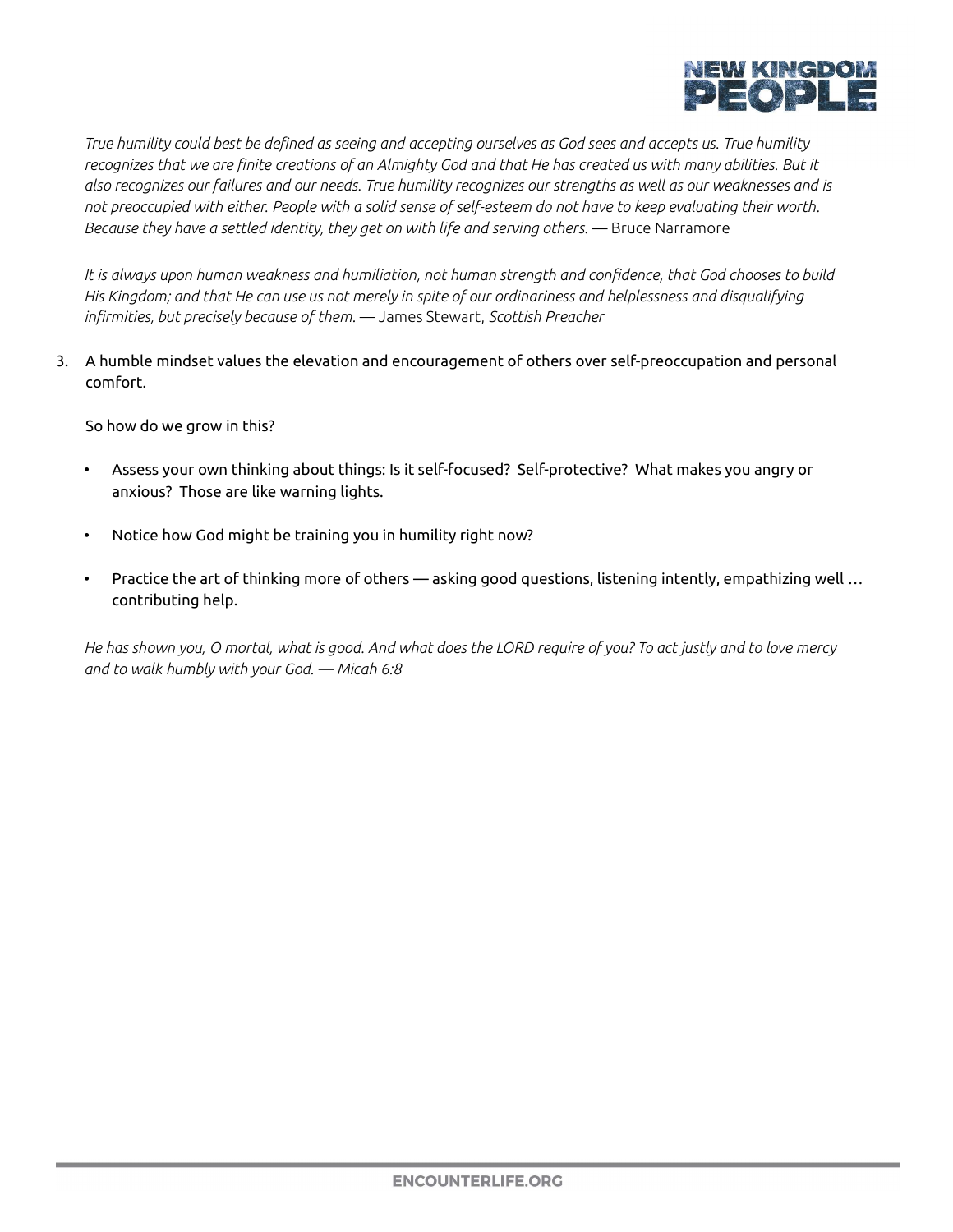*True humility could best be defined as seeing and accepting ourselves as God sees and accepts us. True humility recognizes that we are finite creations of an Almighty God and that He has created us with many abilities. But it also recognizes our failures and our needs. True humility recognizes our strengths as well as our weaknesses and is not preoccupied with either. People with a solid sense of self-esteem do not have to keep evaluating their worth. Because they have a settled identity, they get on with life and serving others.* — Bruce Narramore

*It is always upon human weakness and humiliation, not human strength and confidence, that God chooses to build His Kingdom; and that He can use us not merely in spite of our ordinariness and helplessness and disqualifying infirmities, but precisely because of them.* — James Stewart, *Scottish Preacher*

3. A humble mindset values the elevation and encouragement of others over self-preoccupation and personal comfort.

   So how do we grow in this?

   - Assess your own thinking about things: Is it self-focused? Self-protective? What makes you angry or anxious? Those are like warning lights.
   - Notice how God might be training you in humility right now?
   - Practice the art of thinking more of others — asking good questions, listening intently, empathizing well … contributing help.

*He has shown you, O mortal, what is good. And what does the LORD require of you? To act justly and to love mercy and to walk humbly with your God. — Micah 6:8*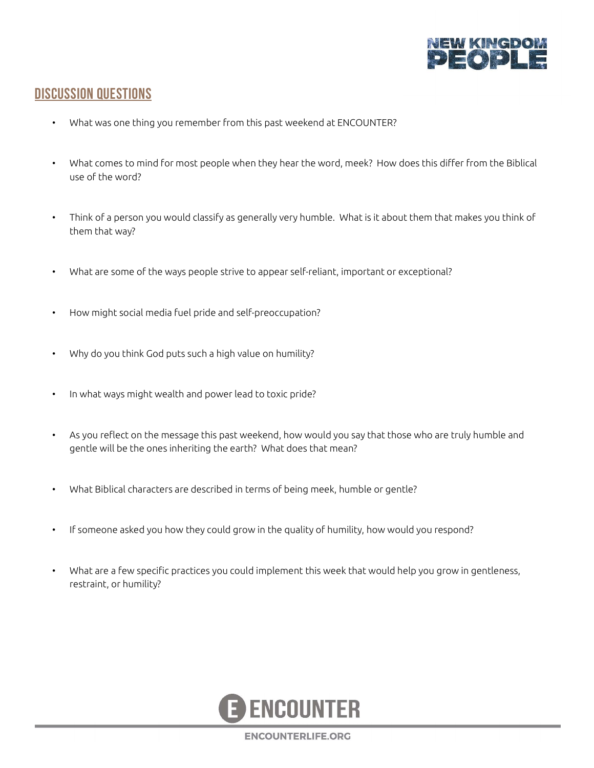## DISCUSSION QUESTIONS

- What was one thing you remember from this past weekend at ENCOUNTER?
- What comes to mind for most people when they hear the word, meek? How does this differ from the Biblical use of the word?
- Think of a person you would classify as generally very humble. What is it about them that makes you think of them that way?
- What are some of the ways people strive to appear self-reliant, important or exceptional?
- How might social media fuel pride and self-preoccupation?
- Why do you think God puts such a high value on humility?
- In what ways might wealth and power lead to toxic pride?
- As you reflect on the message this past weekend, how would you say that those who are truly humble and gentle will be the ones inheriting the earth? What does that mean?
- What Biblical characters are described in terms of being meek, humble or gentle?
- If someone asked you how they could grow in the quality of humility, how would you respond?
- What are a few specific practices you could implement this week that would help you grow in gentleness, restraint, or humility?